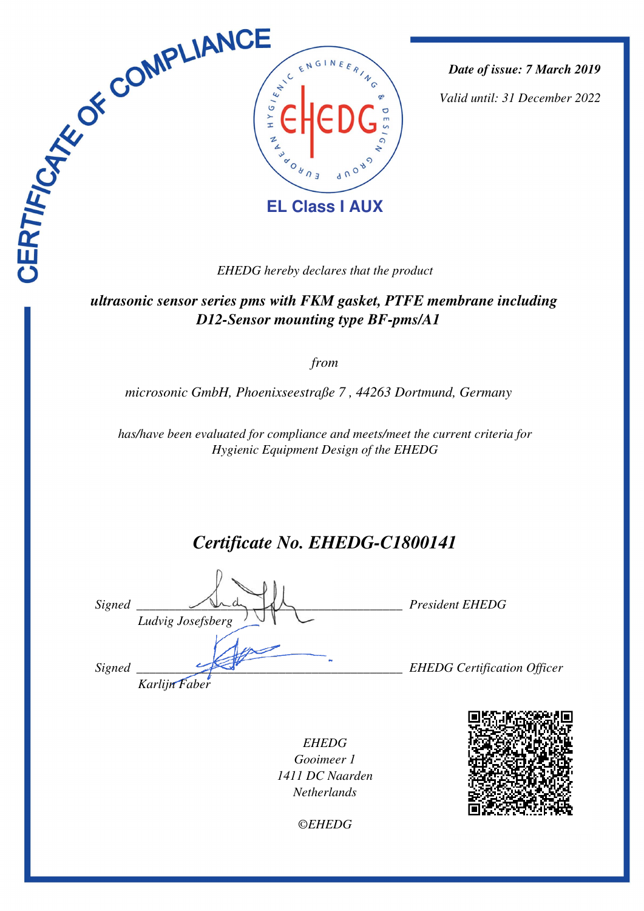# CERTIFICATE OF COMPLIANCE

EUROPEAN HYGIENIC ENGINEERING & DESIGN GROUP

EHEDG

**EL Class I AUX**

***Date of issue: 7 March 2019***

*Valid until: 31 December 2022*

*EHEDG hereby declares that the product*

***ultrasonic sensor series pms with FKM gasket, PTFE membrane including D12-Sensor mounting type BF-pms/A1***

*from*

*microsonic GmbH, Phoenixseestraße 7 , 44263 Dortmund, Germany*

*has/have been evaluated for compliance and meets/meet the current criteria for Hygienic Equipment Design of the EHEDG*

## *Certificate No. EHEDG-C1800141*

*Signed* ______________________________ *President EHEDG*
*Ludvig Josefsberg*

*Signed* ______________________________ *EHEDG Certification Officer*
*Karlijn Faber*

*EHEDG*
*Gooimeer 1*
*1411 DC Naarden*
*Netherlands*

*©EHEDG*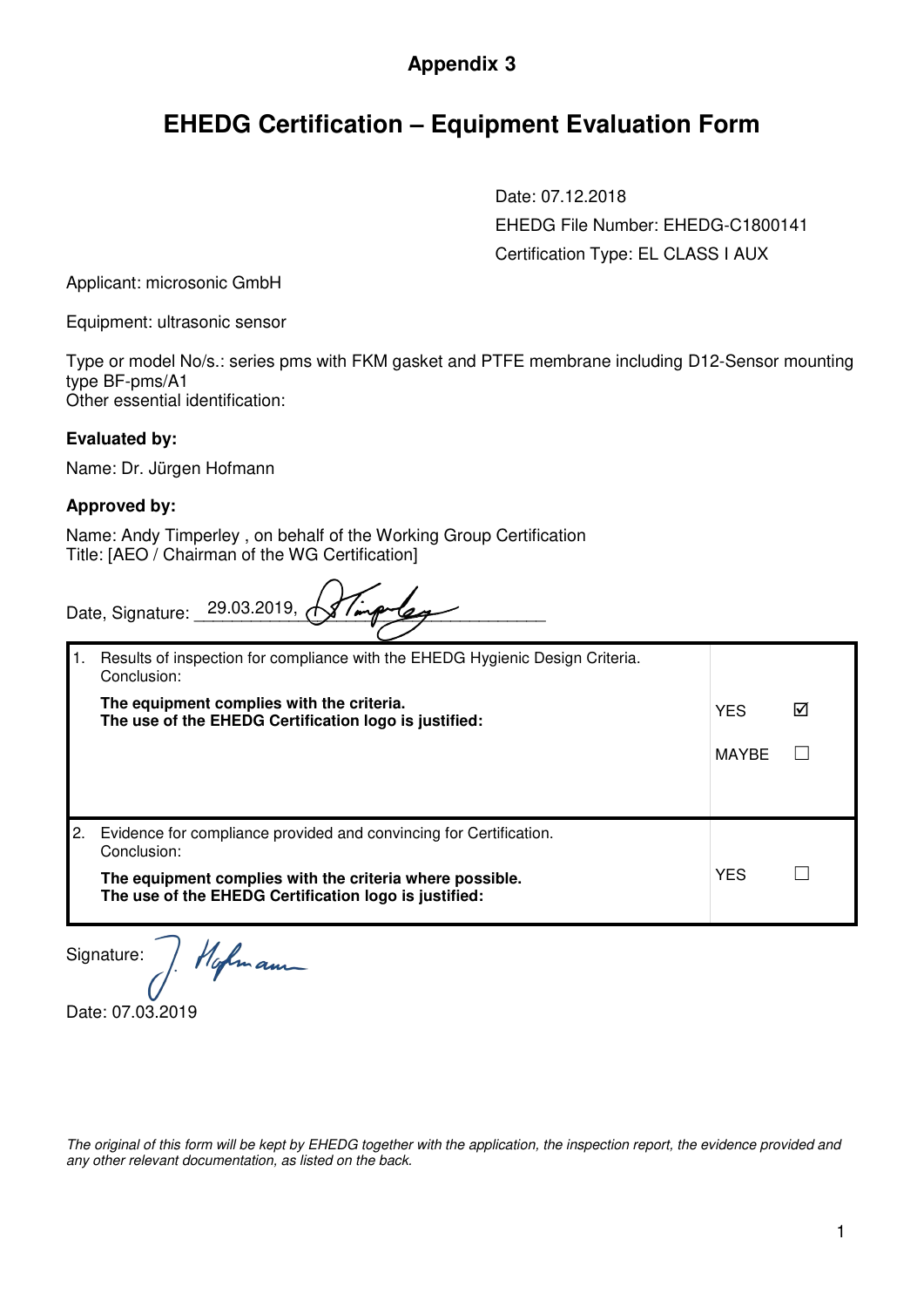## Appendix 3

# EHEDG Certification – Equipment Evaluation Form

Date: 07.12.2018

EHEDG File Number: EHEDG-C1800141

Certification Type: EL CLASS I AUX

Applicant: microsonic GmbH

Equipment: ultrasonic sensor

Type or model No/s.: series pms with FKM gasket and PTFE membrane including D12-Sensor mounting type BF-pms/A1

Other essential identification:

**Evaluated by:**

Name: Dr. Jürgen Hofmann

**Approved by:**

Name: Andy Timperley , on behalf of the Working Group Certification

Title: [AEO / Chairman of the WG Certification]

Date, Signature: 29.03.2019, [signature]

| | | |
|---|---|---|
| 1. Results of inspection for compliance with the EHEDG Hygienic Design Criteria. Conclusion: **The equipment complies with the criteria. The use of the EHEDG Certification logo is justified:** | YES | ☑ |
| | MAYBE | ☐ |
| 2. Evidence for compliance provided and convincing for Certification. Conclusion: **The equipment complies with the criteria where possible. The use of the EHEDG Certification logo is justified:** | YES | ☐ |

Signature: [signature]

Date: 07.03.2019

*The original of this form will be kept by EHEDG together with the application, the inspection report, the evidence provided and any other relevant documentation, as listed on the back.*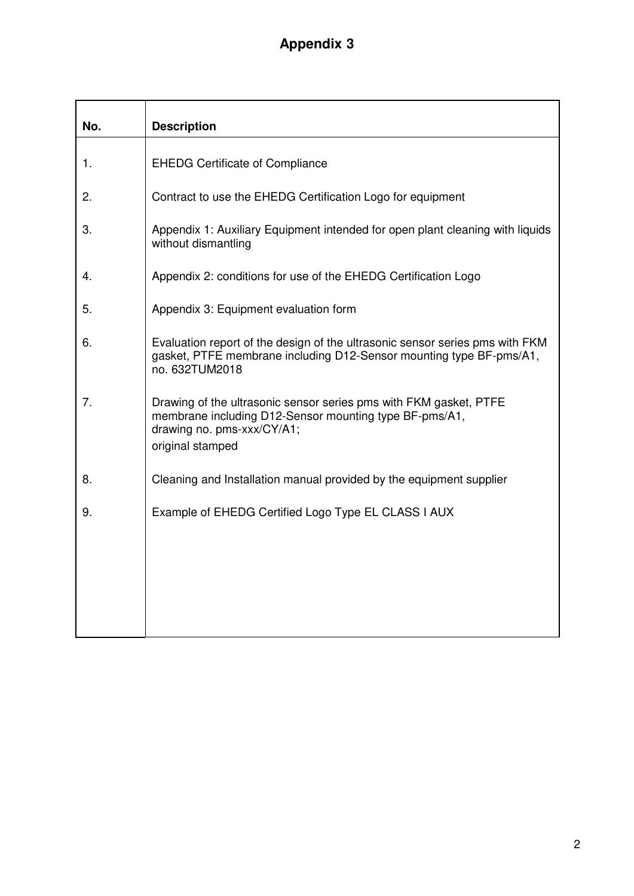# Appendix 3

| No. | Description |
|---|---|
| 1. | EHEDG Certificate of Compliance |
| 2. | Contract to use the EHEDG Certification Logo for equipment |
| 3. | Appendix 1: Auxiliary Equipment intended for open plant cleaning with liquids without dismantling |
| 4. | Appendix 2: conditions for use of the EHEDG Certification Logo |
| 5. | Appendix 3: Equipment evaluation form |
| 6. | Evaluation report of the design of the ultrasonic sensor series pms with FKM gasket, PTFE membrane including D12-Sensor mounting type BF-pms/A1, no. 632TUM2018 |
| 7. | Drawing of the ultrasonic sensor series pms with FKM gasket, PTFE membrane including D12-Sensor mounting type BF-pms/A1, drawing no. pms-xxx/CY/A1; original stamped |
| 8. | Cleaning and Installation manual provided by the equipment supplier |
| 9. | Example of EHEDG Certified Logo Type EL CLASS I AUX |